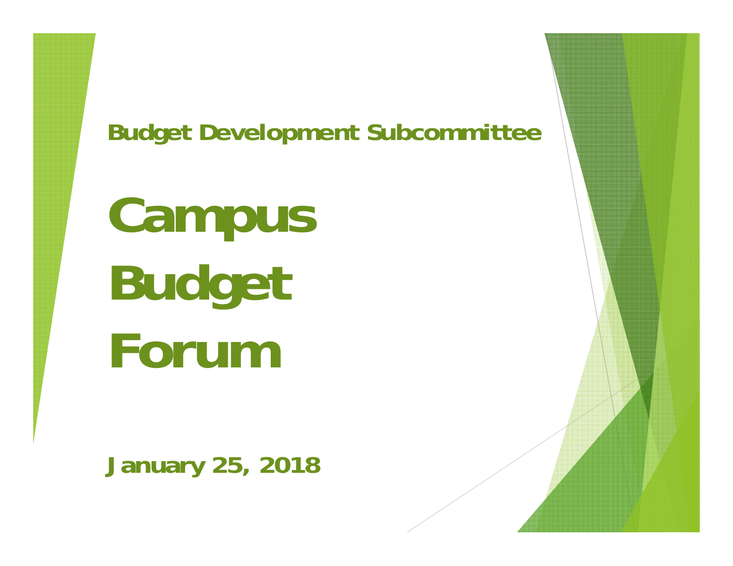## Budget Development Subcommittee

# Campus Budget Forum

**January 25, 2018**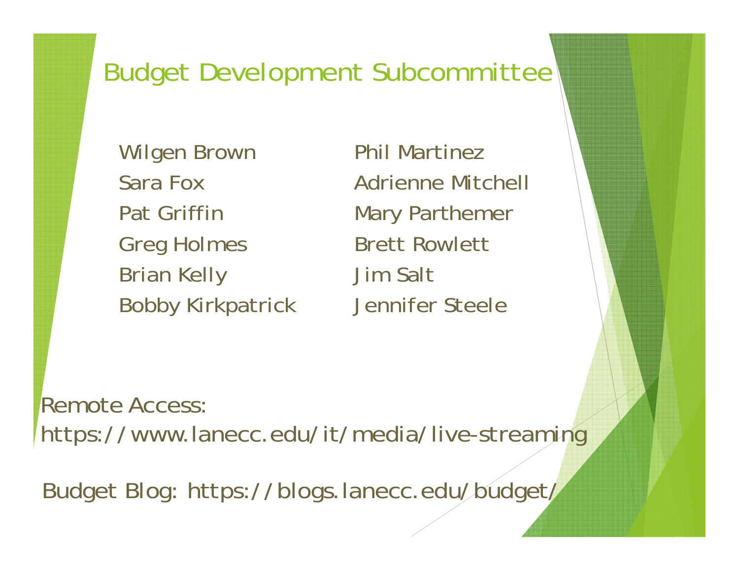# Budget Development Subcommittee

Wilgen Brown
Sara Fox
Pat Griffin
Greg Holmes
Brian Kelly
Bobby Kirkpatrick
Phil Martinez
Adrienne Mitchell
Mary Parthemer
Brett Rowlett
Jim Salt
Jennifer Steele

Remote Access:
https://www.lanecc.edu/it/media/live-streaming

Budget Blog: https://blogs.lanecc.edu/budget/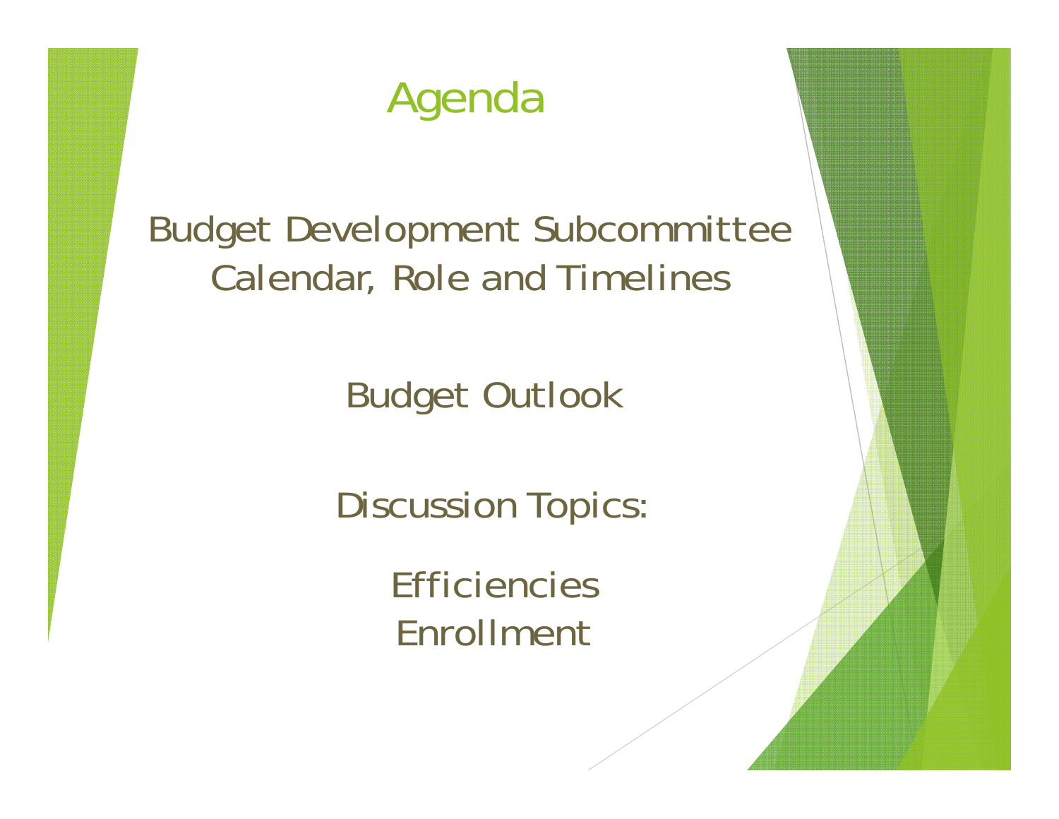# Agenda

Budget Development Subcommittee
Calendar, Role and Timelines

Budget Outlook

Discussion Topics:

Efficiencies
Enrollment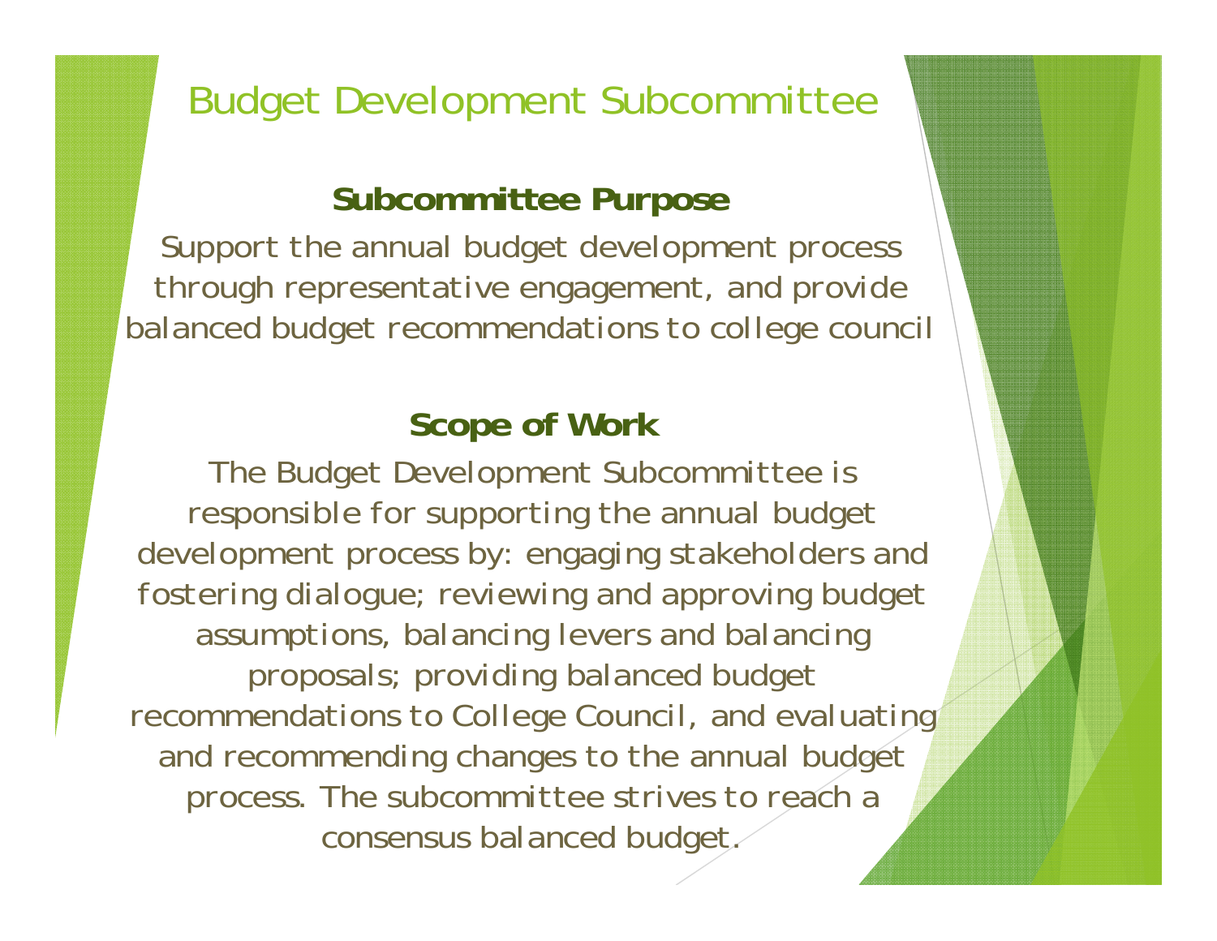# Budget Development Subcommittee

## Subcommittee Purpose

Support the annual budget development process through representative engagement, and provide balanced budget recommendations to college council

## Scope of Work

The Budget Development Subcommittee is responsible for supporting the annual budget development process by: engaging stakeholders and fostering dialogue; reviewing and approving budget assumptions, balancing levers and balancing proposals; providing balanced budget recommendations to College Council, and evaluating and recommending changes to the annual budget process. The subcommittee strives to reach a consensus balanced budget.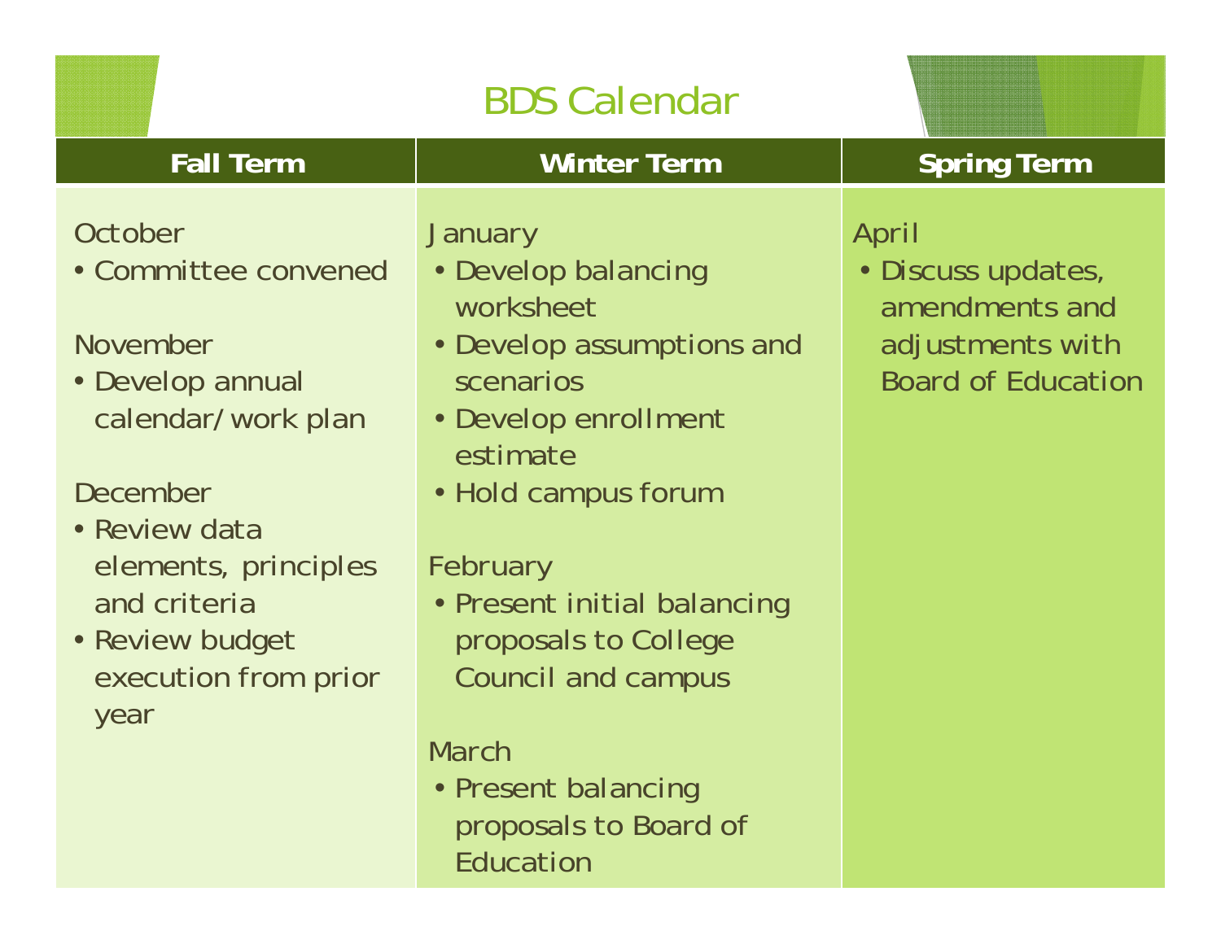# BDS Calendar

| Fall Term | Winter Term | Spring Term |
|---|---|---|
| October<br>• Committee convened<br><br>November<br>• Develop annual calendar/work plan<br><br>December<br>• Review data elements, principles and criteria<br>• Review budget execution from prior year | January<br>• Develop balancing worksheet<br>• Develop assumptions and scenarios<br>• Develop enrollment estimate<br>• Hold campus forum<br><br>February<br>• Present initial balancing proposals to College Council and campus<br><br>March<br>• Present balancing proposals to Board of Education | April<br>• Discuss updates, amendments and adjustments with Board of Education |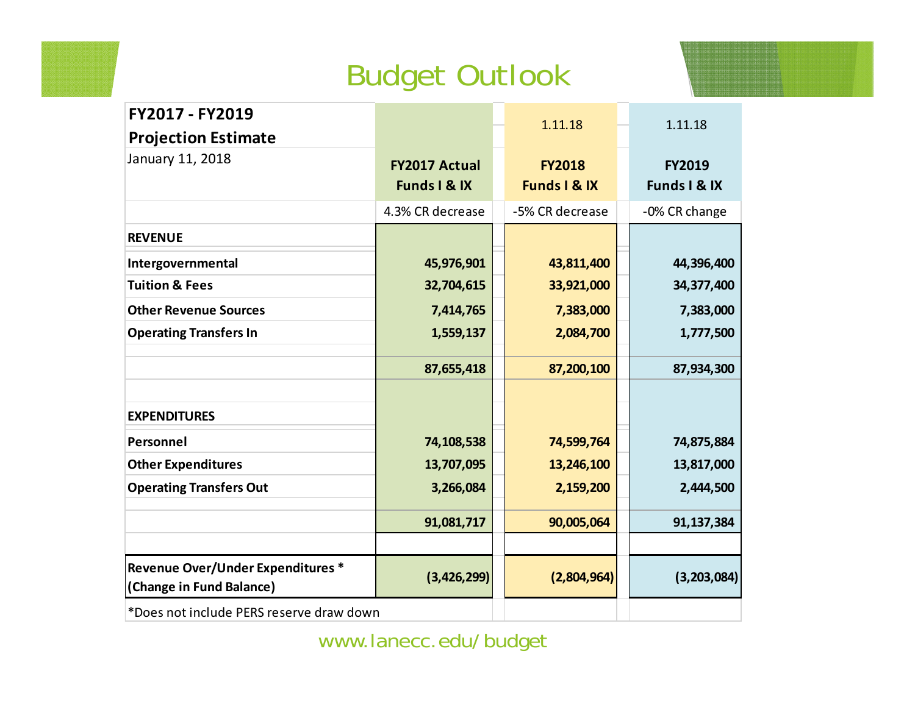# Budget Outlook

| FY2017 - FY2019 Projection Estimate<br>January 11, 2018 | FY2017 Actual Funds I & IX | 1.11.18<br>FY2018 Funds I & IX | 1.11.18<br>FY2019 Funds I & IX |
|---|---|---|---|
| | 4.3% CR decrease | -5% CR decrease | -0% CR change |
| **REVENUE** | | | |
| **Intergovernmental** | **45,976,901** | **43,811,400** | **44,396,400** |
| **Tuition & Fees** | **32,704,615** | **33,921,000** | **34,377,400** |
| **Other Revenue Sources** | **7,414,765** | **7,383,000** | **7,383,000** |
| **Operating Transfers In** | **1,559,137** | **2,084,700** | **1,777,500** |
| | **87,655,418** | **87,200,100** | **87,934,300** |
| **EXPENDITURES** | | | |
| **Personnel** | **74,108,538** | **74,599,764** | **74,875,884** |
| **Other Expenditures** | **13,707,095** | **13,246,100** | **13,817,000** |
| **Operating Transfers Out** | **3,266,084** | **2,159,200** | **2,444,500** |
| | **91,081,717** | **90,005,064** | **91,137,384** |
| **Revenue Over/Under Expenditures * (Change in Fund Balance)** | **(3,426,299)** | **(2,804,964)** | **(3,203,084)** |

*Does not include PERS reserve draw down

www.lanecc.edu/budget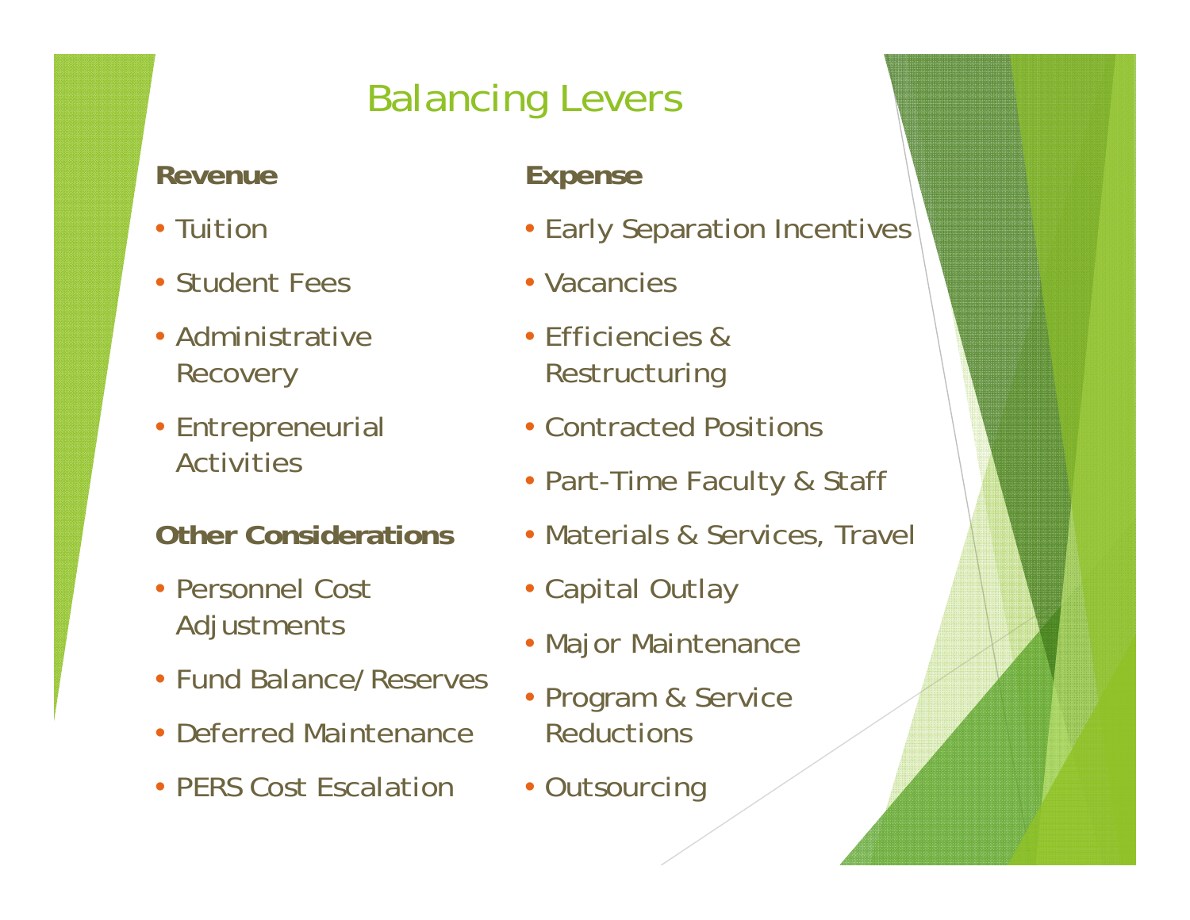# Balancing Levers

**Revenue**

- Tuition
- Student Fees
- Administrative Recovery
- Entrepreneurial Activities

**Other Considerations**

- Personnel Cost Adjustments
- Fund Balance/Reserves
- Deferred Maintenance
- PERS Cost Escalation

**Expense**

- Early Separation Incentives
- Vacancies
- Efficiencies & Restructuring
- Contracted Positions
- Part-Time Faculty & Staff
- Materials & Services, Travel
- Capital Outlay
- Major Maintenance
- Program & Service Reductions
- Outsourcing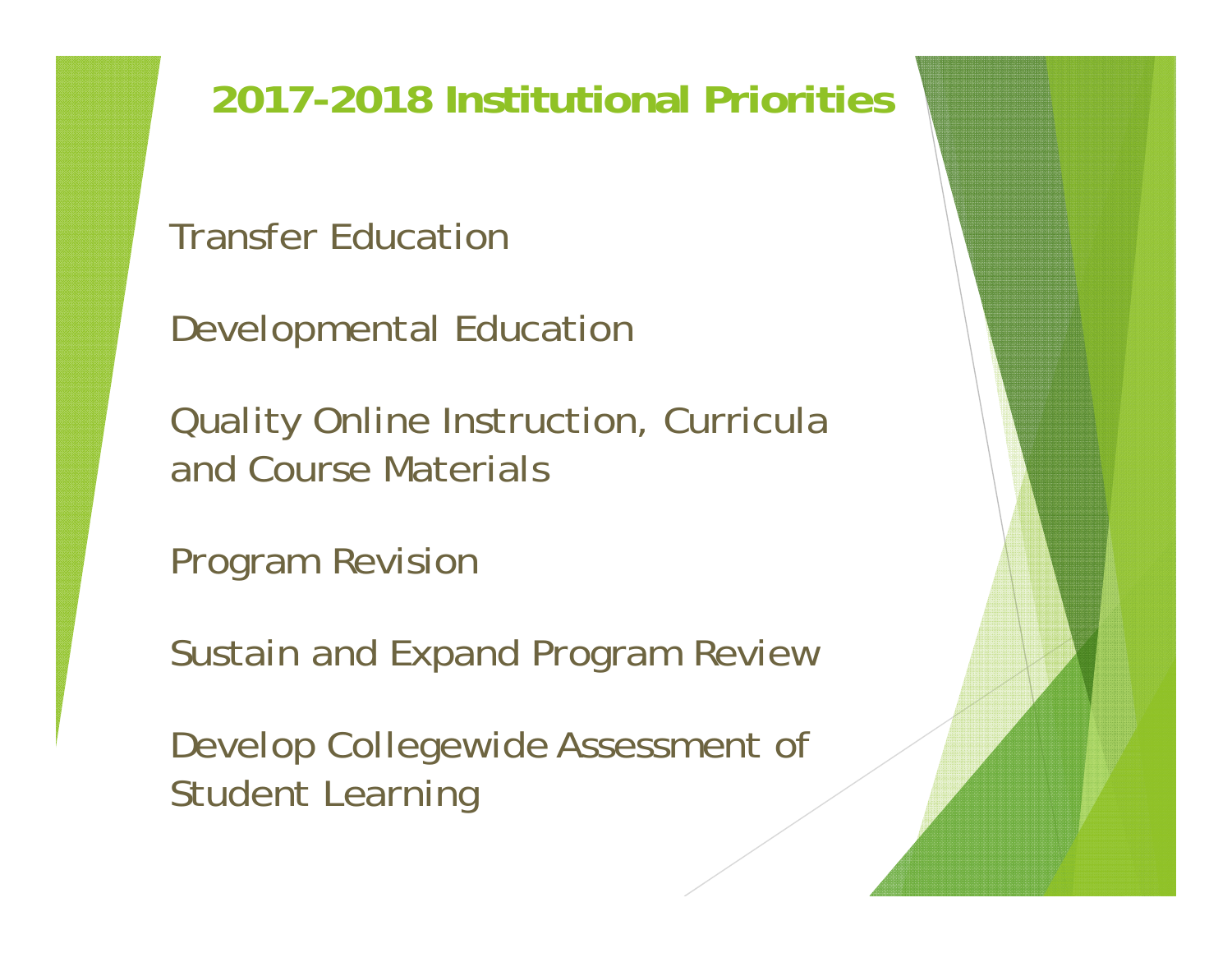## 2017-2018 Institutional Priorities

Transfer Education

Developmental Education

Quality Online Instruction, Curricula and Course Materials

Program Revision

Sustain and Expand Program Review

Develop Collegewide Assessment of Student Learning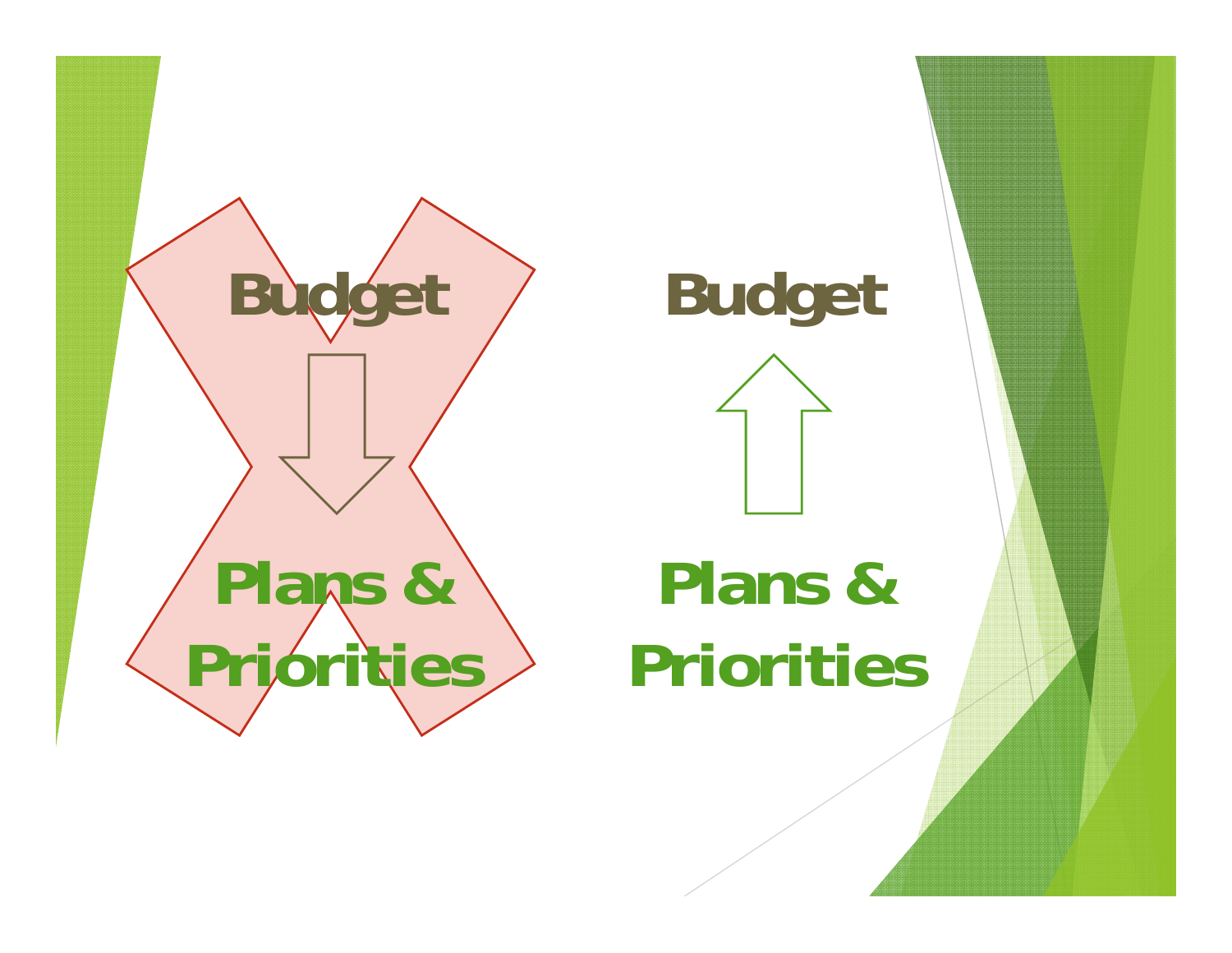Budget

Plans & Priorities

Budget

Plans & Priorities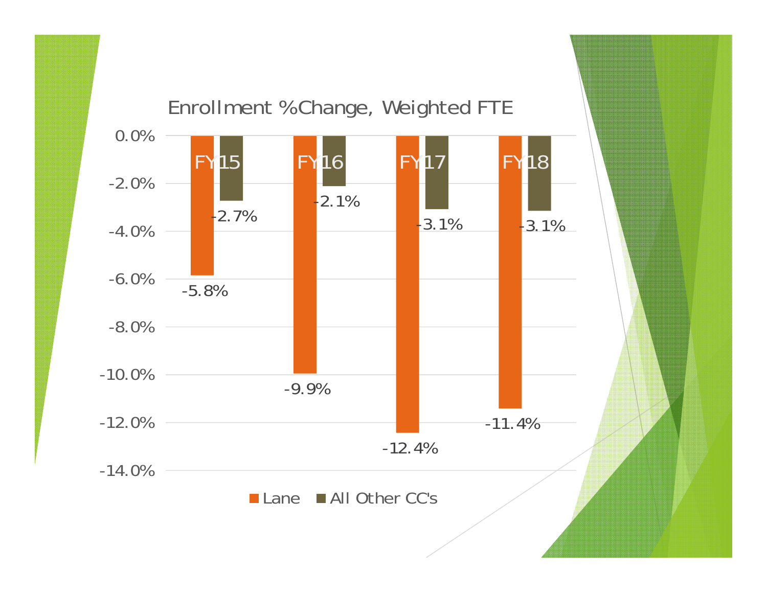## Enrollment %Change, Weighted FTE

| | Lane | All Other CC's |
|---|---|---|
| FY15 | -5.8% | -2.7% |
| FY16 | -9.9% | -2.1% |
| FY17 | -12.4% | -3.1% |
| FY18 | -11.4% | -3.1% |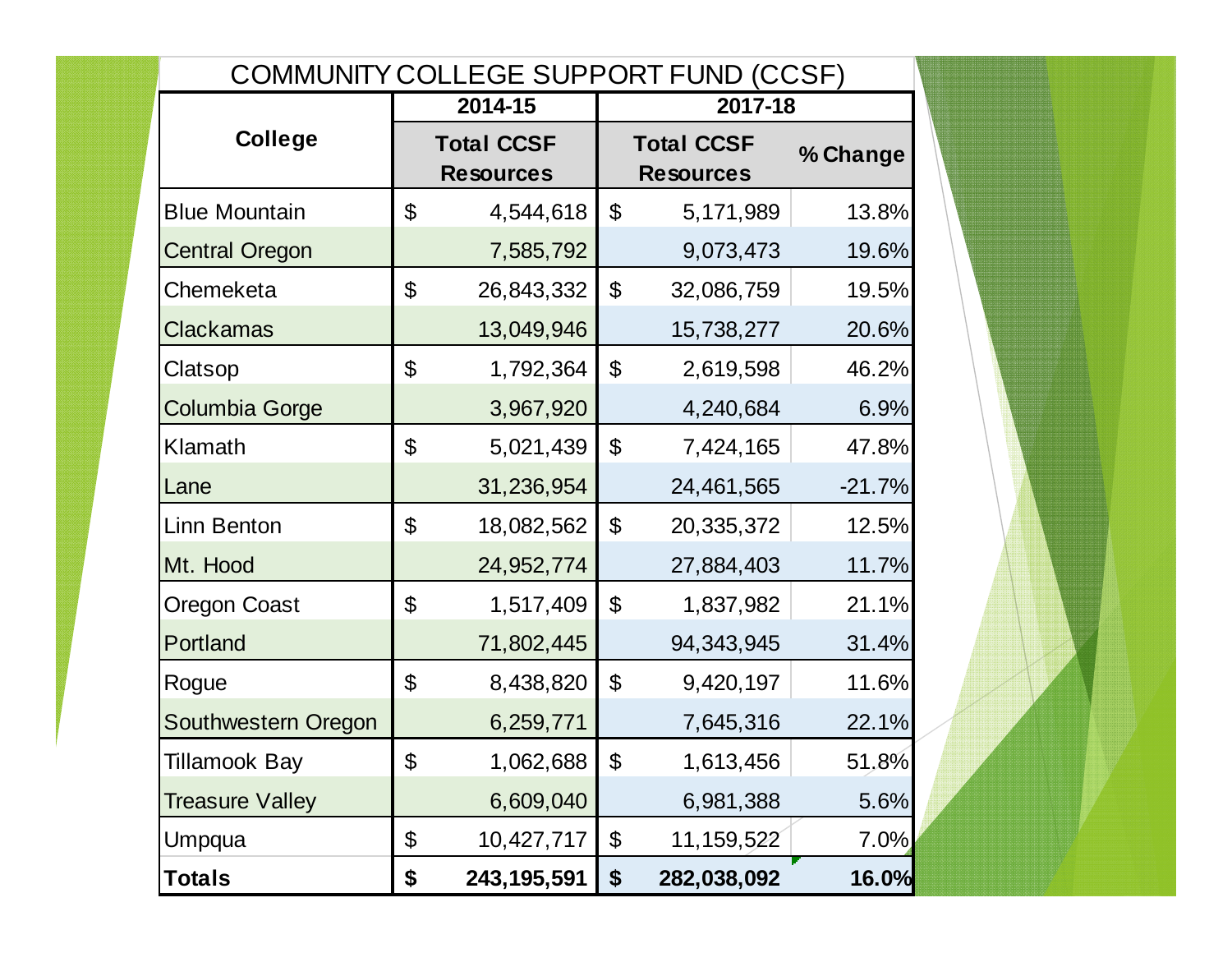# COMMUNITY COLLEGE SUPPORT FUND (CCSF)

| College | 2014-15 | 2017-18 | |
|---|---|---|---|
| | Total CCSF Resources | Total CCSF Resources | % Change |
| Blue Mountain | $ 4,544,618 | $ 5,171,989 | 13.8% |
| Central Oregon | 7,585,792 | 9,073,473 | 19.6% |
| Chemeketa | $ 26,843,332 | $ 32,086,759 | 19.5% |
| Clackamas | 13,049,946 | 15,738,277 | 20.6% |
| Clatsop | $ 1,792,364 | $ 2,619,598 | 46.2% |
| Columbia Gorge | 3,967,920 | 4,240,684 | 6.9% |
| Klamath | $ 5,021,439 | $ 7,424,165 | 47.8% |
| Lane | 31,236,954 | 24,461,565 | -21.7% |
| Linn Benton | $ 18,082,562 | $ 20,335,372 | 12.5% |
| Mt. Hood | 24,952,774 | 27,884,403 | 11.7% |
| Oregon Coast | $ 1,517,409 | $ 1,837,982 | 21.1% |
| Portland | 71,802,445 | 94,343,945 | 31.4% |
| Rogue | $ 8,438,820 | $ 9,420,197 | 11.6% |
| Southwestern Oregon | 6,259,771 | 7,645,316 | 22.1% |
| Tillamook Bay | $ 1,062,688 | $ 1,613,456 | 51.8% |
| Treasure Valley | 6,609,040 | 6,981,388 | 5.6% |
| Umpqua | $ 10,427,717 | $ 11,159,522 | 7.0% |
| **Totals** | **$ 243,195,591** | **$ 282,038,092** | **16.0%** |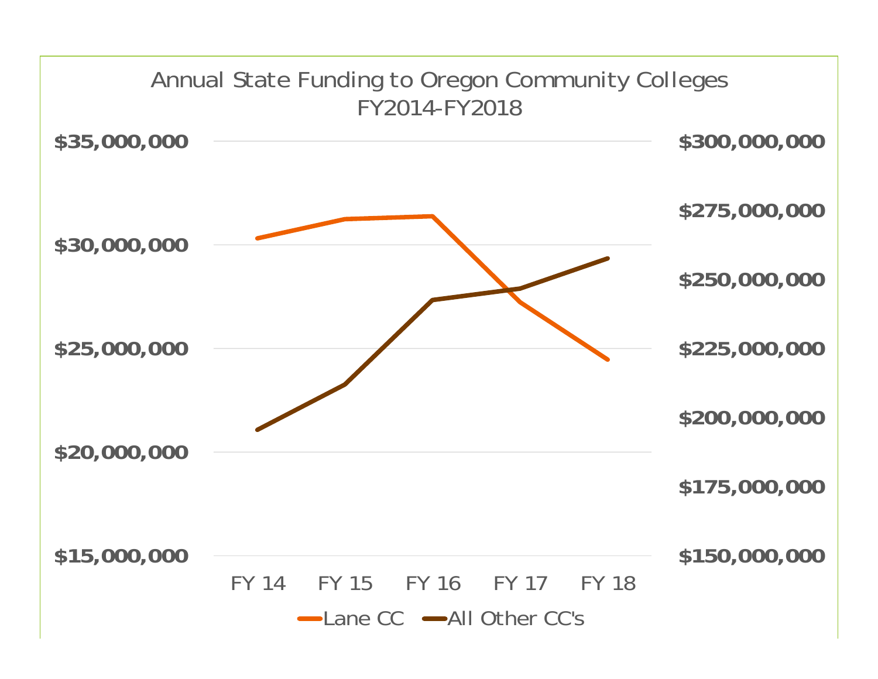Annual State Funding to Oregon Community Colleges
FY2014-FY2018

$35,000,000
$30,000,000
$25,000,000
$20,000,000
$15,000,000

$300,000,000
$275,000,000
$250,000,000
$225,000,000
$200,000,000
$175,000,000
$150,000,000

FY 14 FY 15 FY 16 FY 17 FY 18

Lane CC All Other CC's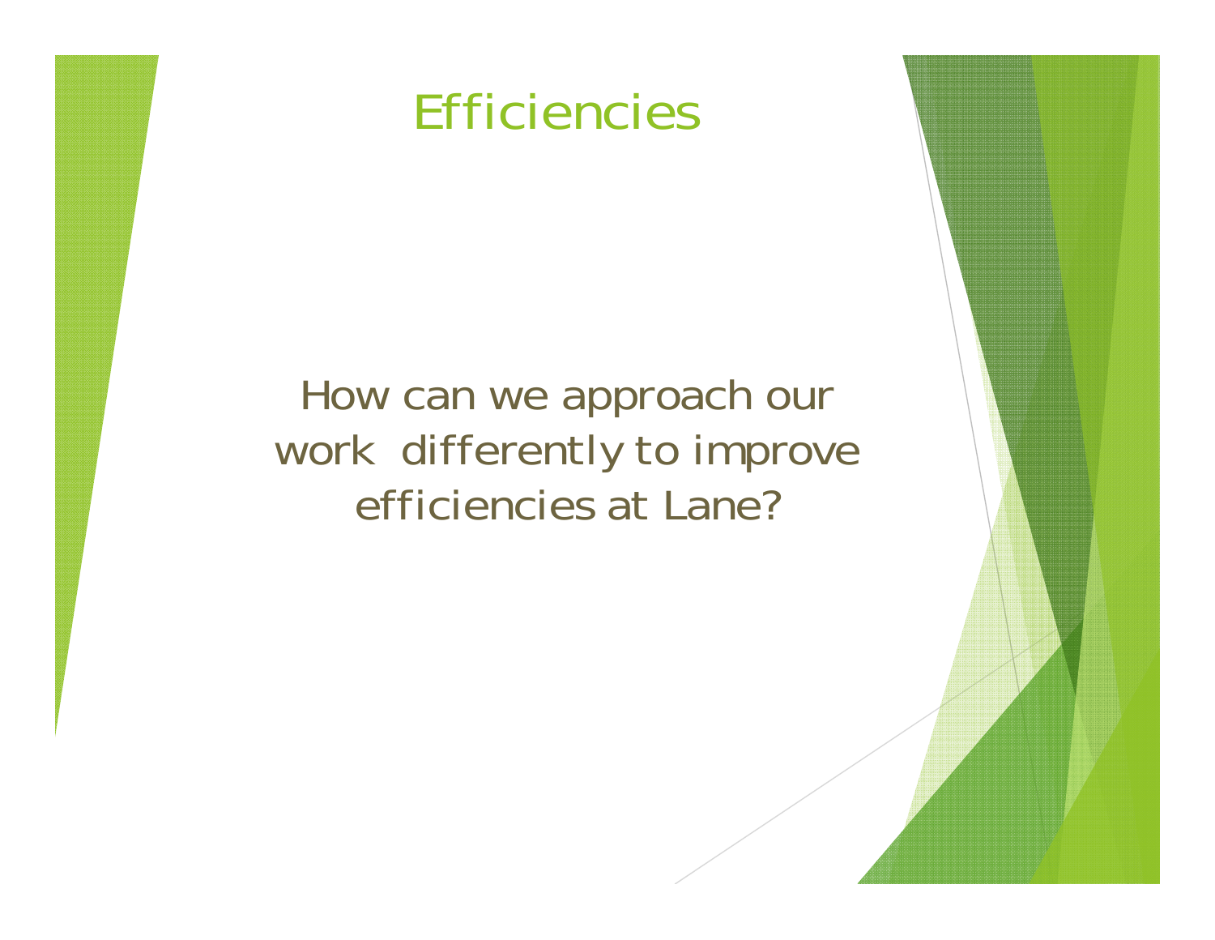# Efficiencies

How can we approach our work differently to improve efficiencies at Lane?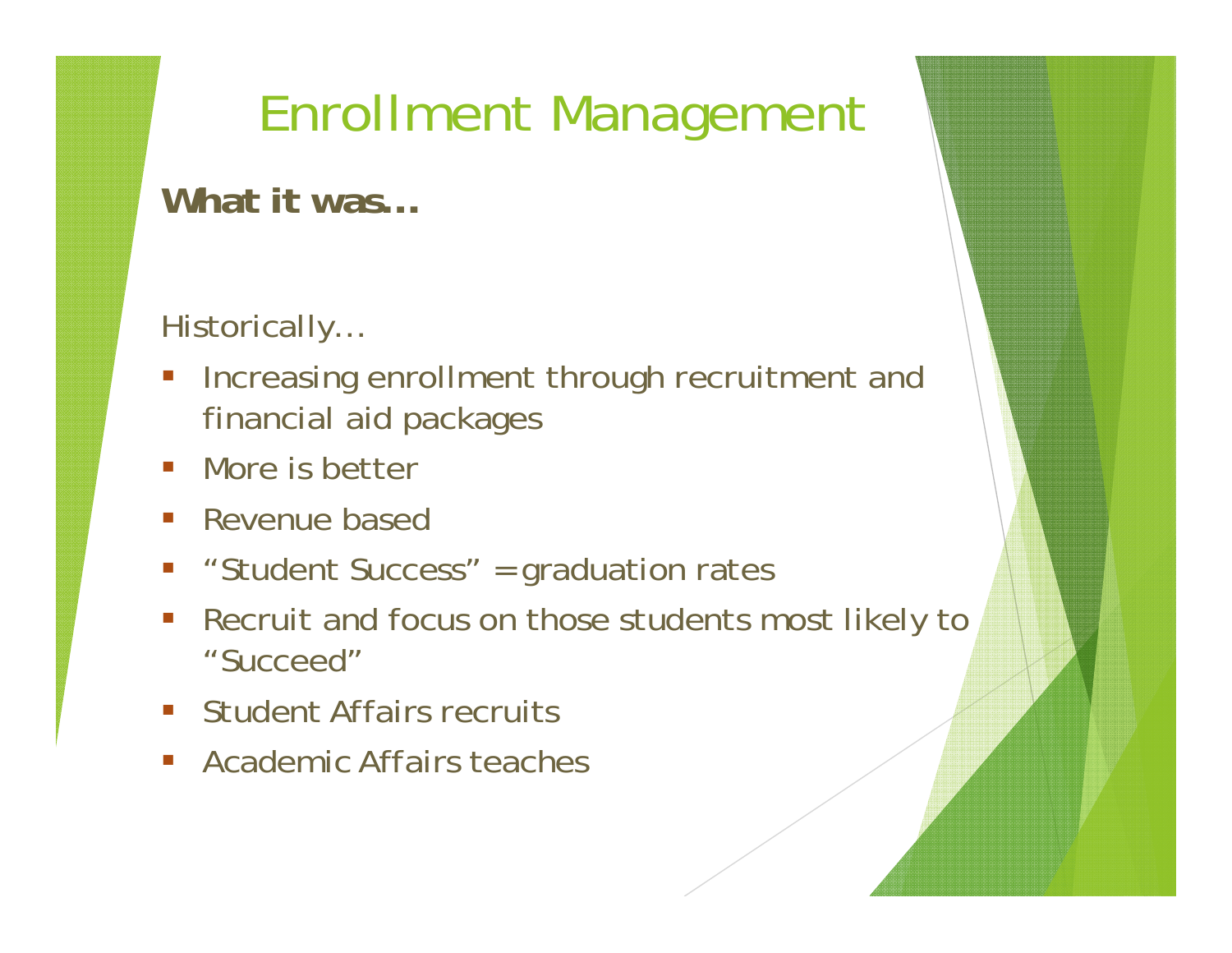# Enrollment Management

**What it was…**

Historically…

- Increasing enrollment through recruitment and financial aid packages
- More is better
- Revenue based
- "Student Success" = graduation rates
- Recruit and focus on those students most likely to "Succeed"
- Student Affairs recruits
- Academic Affairs teaches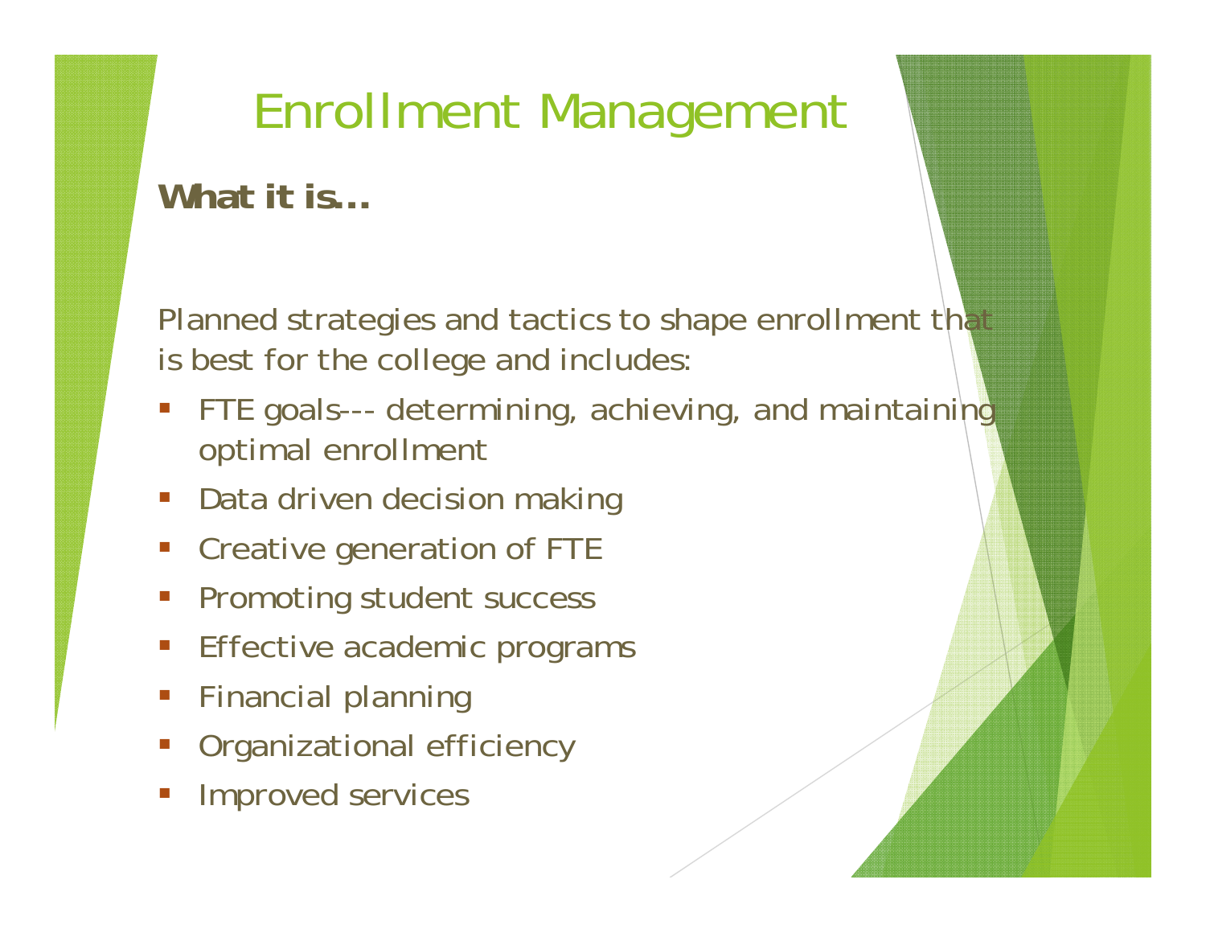# Enrollment Management

**What it is…**

Planned strategies and tactics to shape enrollment that is best for the college and includes:

- FTE goals--- determining, achieving, and maintaining optimal enrollment
- Data driven decision making
- Creative generation of FTE
- Promoting student success
- Effective academic programs
- Financial planning
- Organizational efficiency
- Improved services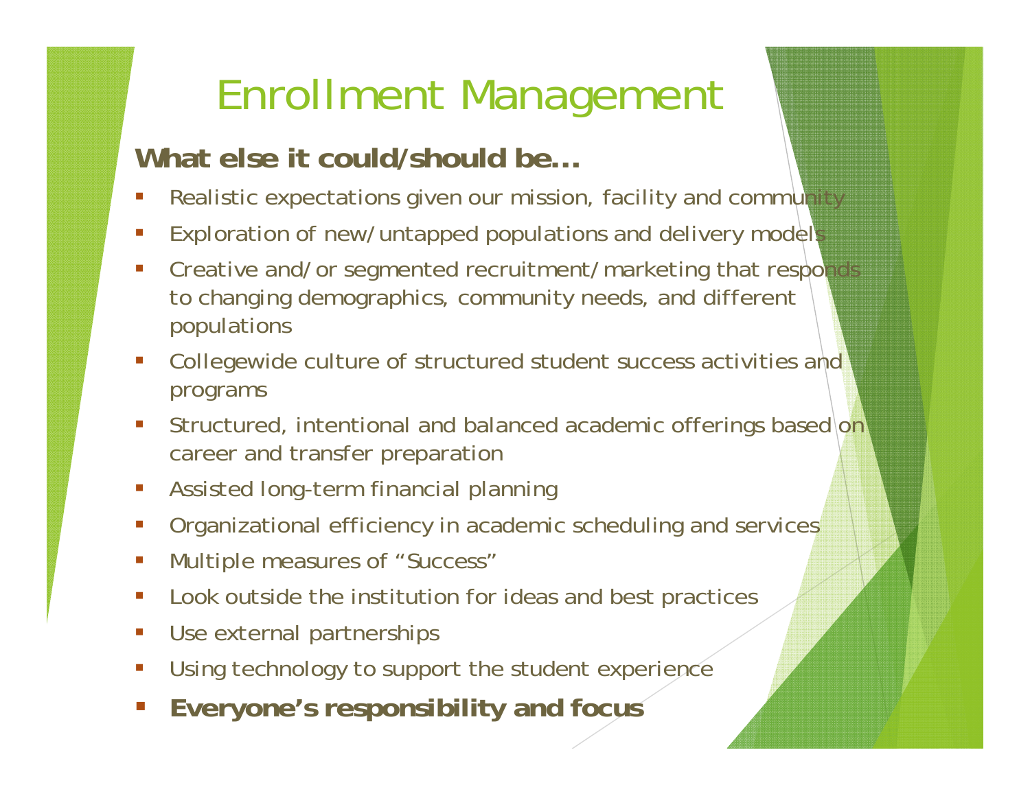# Enrollment Management

**What else it could/should be…**

- Realistic expectations given our mission, facility and community
- Exploration of new/untapped populations and delivery models
- Creative and/or segmented recruitment/marketing that responds to changing demographics, community needs, and different populations
- Collegewide culture of structured student success activities and programs
- Structured, intentional and balanced academic offerings based on career and transfer preparation
- Assisted long-term financial planning
- Organizational efficiency in academic scheduling and services
- Multiple measures of "Success"
- Look outside the institution for ideas and best practices
- Use external partnerships
- Using technology to support the student experience
- **Everyone's responsibility and focus**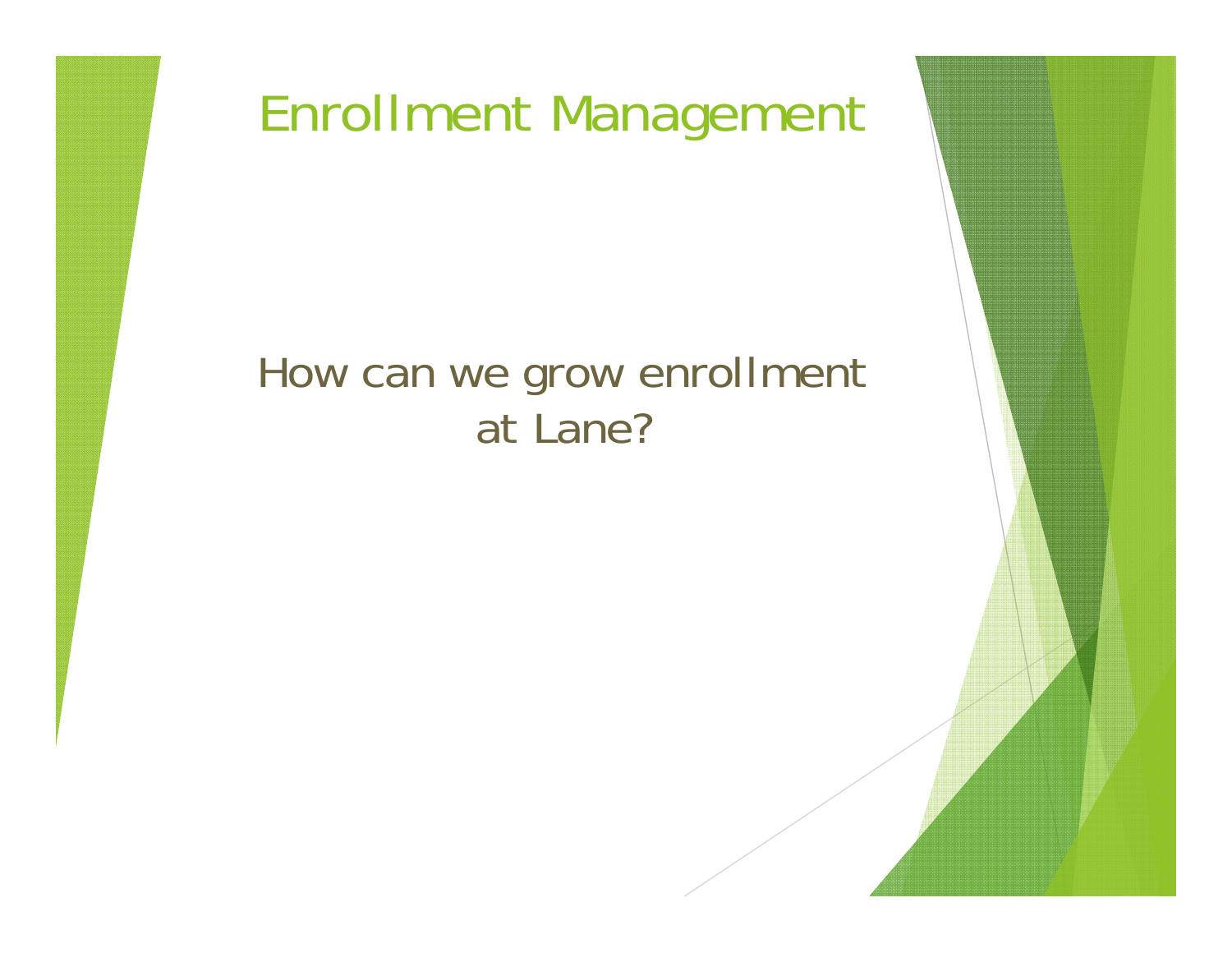# Enrollment Management

How can we grow enrollment at Lane?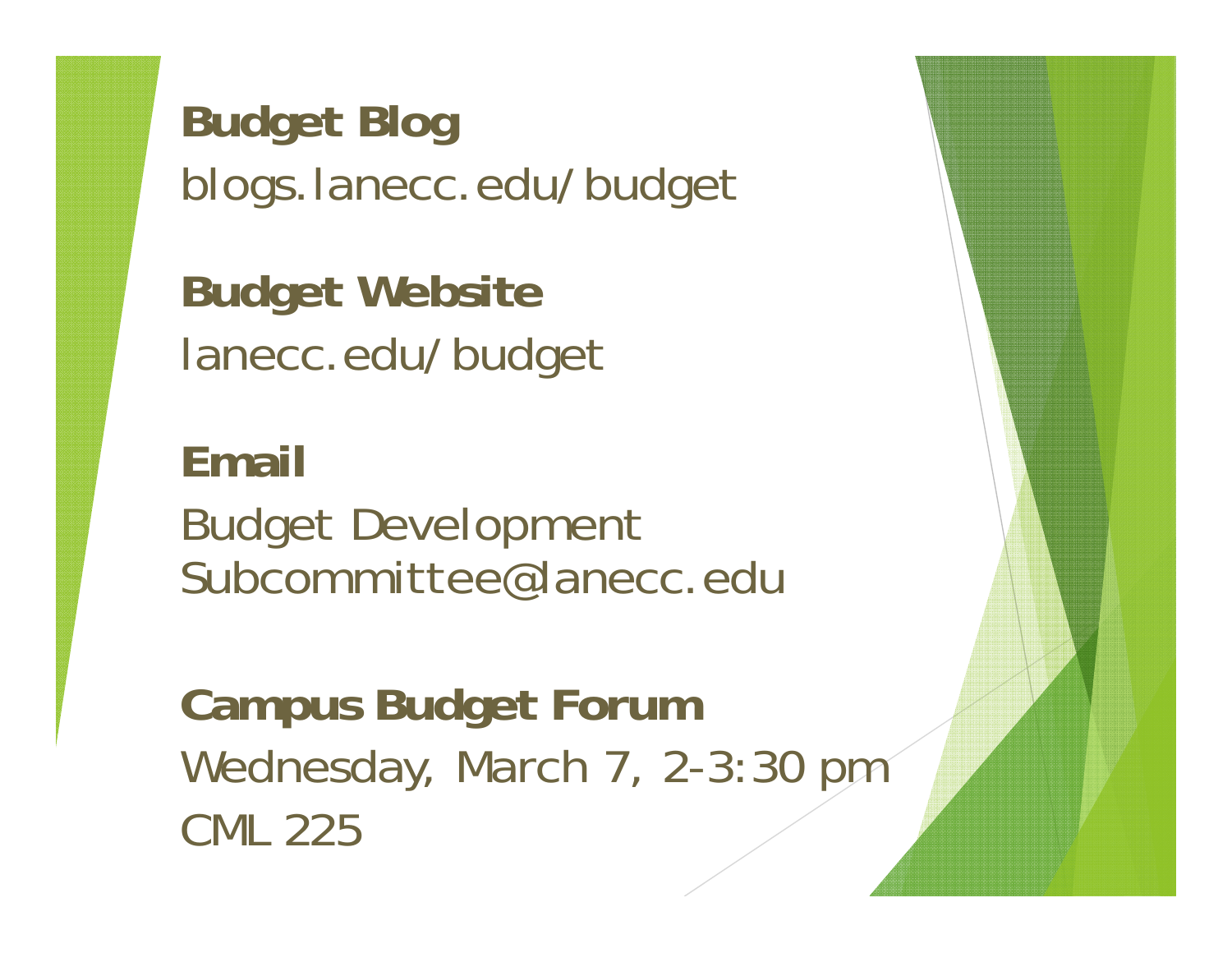**Budget Blog**
blogs.lanecc.edu/budget

**Budget Website**
lanecc.edu/budget

**Email**
Budget Development
Subcommittee@lanecc.edu

**Campus Budget Forum**
Wednesday, March 7, 2-3:30 pm
CML 225